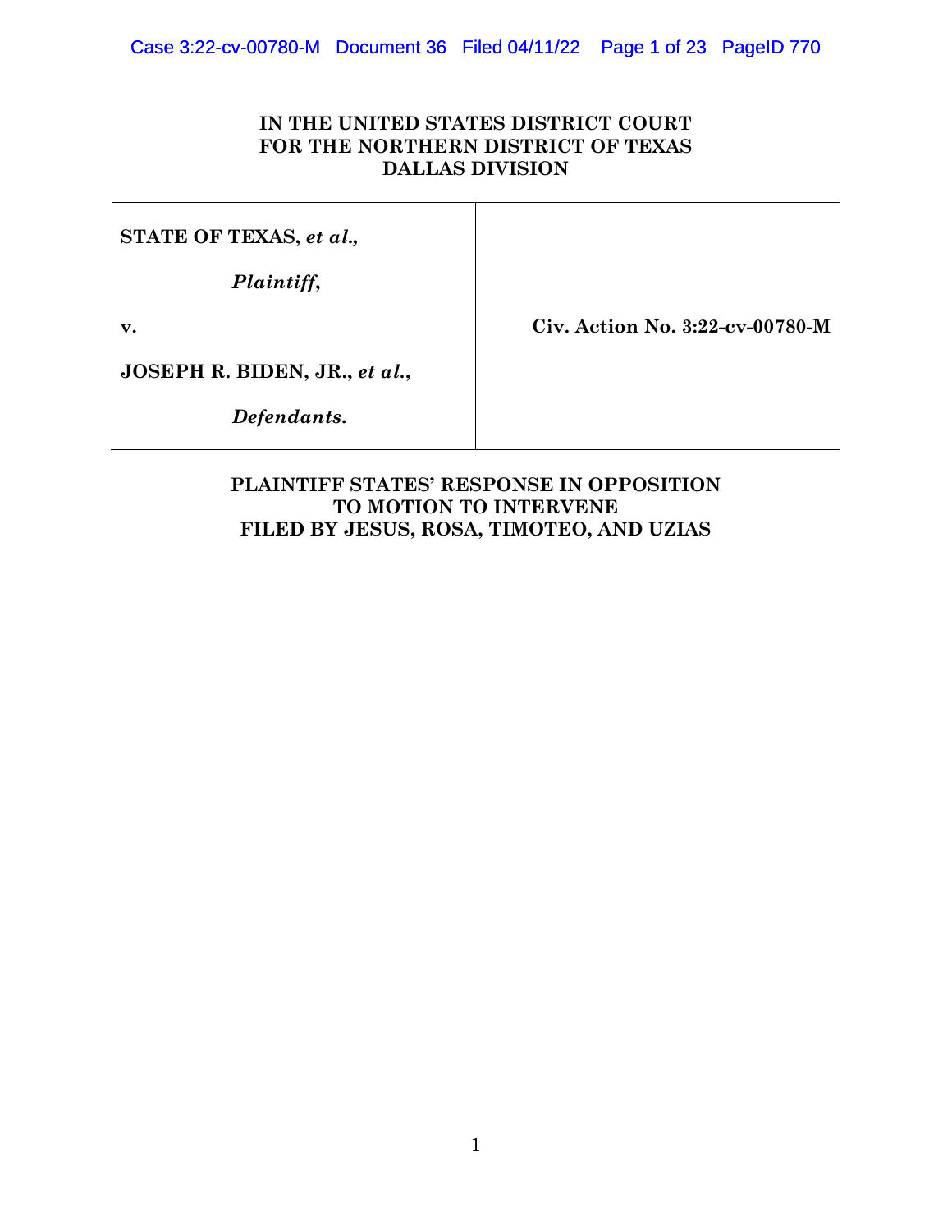**IN THE UNITED STATES DISTRICT COURT**
**FOR THE NORTHERN DISTRICT OF TEXAS**
**DALLAS DIVISION**

| | |
|---|---|
| **STATE OF TEXAS, *et al.,*** <br><br> ***Plaintiff*,** <br><br> **v.** <br><br> **JOSEPH R. BIDEN, JR., *et al.*,** <br><br> ***Defendants.*** | **Civ. Action No. 3:22-cv-00780-M** |

**PLAINTIFF STATES' RESPONSE IN OPPOSITION TO MOTION TO INTERVENE FILED BY JESUS, ROSA, TIMOTEO, AND UZIAS**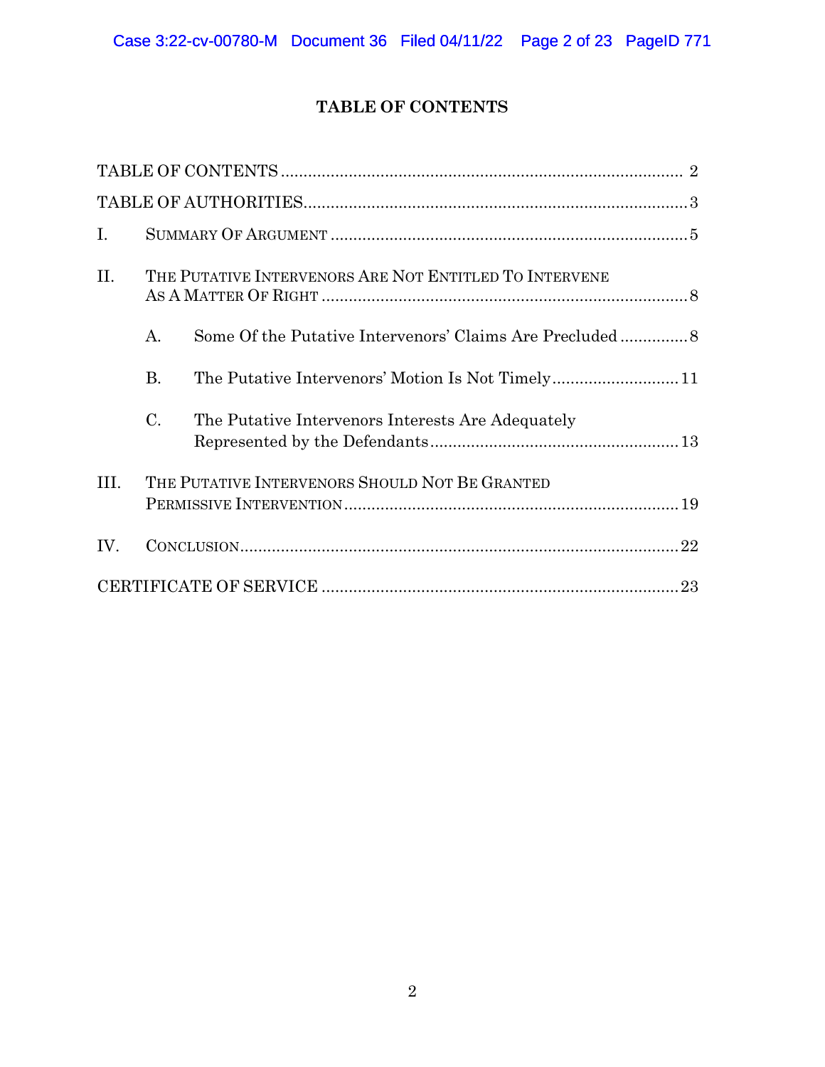# TABLE OF CONTENTS

TABLE OF CONTENTS ........................................................................................ 2

TABLE OF AUTHORITIES.................................................................................... 3

I. SUMMARY OF ARGUMENT .............................................................................. 5

II. THE PUTATIVE INTERVENORS ARE NOT ENTITLED TO INTERVENE AS A MATTER OF RIGHT ................................................................................ 8

- A. Some Of the Putative Intervenors' Claims Are Precluded ............... 8
- B. The Putative Intervenors' Motion Is Not Timely ............................ 11
- C. The Putative Intervenors Interests Are Adequately Represented by the Defendants ...................................................... 13

III. THE PUTATIVE INTERVENORS SHOULD NOT BE GRANTED PERMISSIVE INTERVENTION ......................................................................... 19

IV. CONCLUSION ................................................................................................ 22

CERTIFICATE OF SERVICE ............................................................................. 23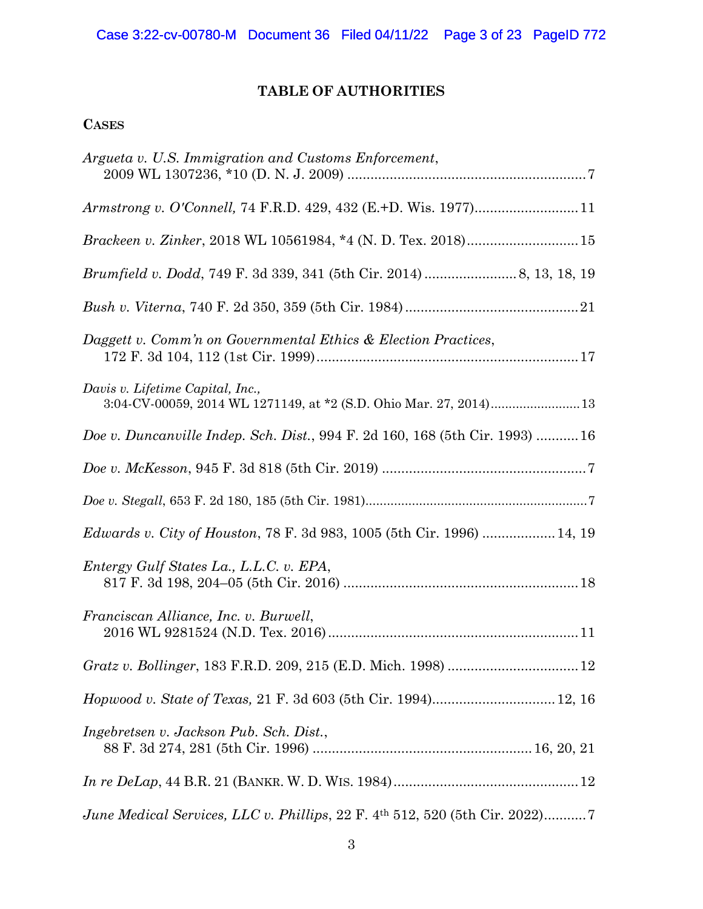# TABLE OF AUTHORITIES

## CASES

*Argueta v. U.S. Immigration and Customs Enforcement*, 2009 WL 1307236, *10 (D. N. J. 2009) .......... 7

*Armstrong v. O'Connell,* 74 F.R.D. 429, 432 (E.+D. Wis. 1977) .......... 11

*Brackeen v. Zinker*, 2018 WL 10561984, *4 (N. D. Tex. 2018) .......... 15

*Brumfield v. Dodd*, 749 F. 3d 339, 341 (5th Cir. 2014) .......... 8, 13, 18, 19

*Bush v. Viterna*, 740 F. 2d 350, 359 (5th Cir. 1984) .......... 21

*Daggett v. Comm'n on Governmental Ethics & Election Practices*, 172 F. 3d 104, 112 (1st Cir. 1999) .......... 17

*Davis v. Lifetime Capital, Inc.,* 3:04-CV-00059, 2014 WL 1271149, at *2 (S.D. Ohio Mar. 27, 2014) .......... 13

*Doe v. Duncanville Indep. Sch. Dist.*, 994 F. 2d 160, 168 (5th Cir. 1993) .......... 16

*Doe v. McKesson*, 945 F. 3d 818 (5th Cir. 2019) .......... 7

*Doe v. Stegall*, 653 F. 2d 180, 185 (5th Cir. 1981) .......... 7

*Edwards v. City of Houston*, 78 F. 3d 983, 1005 (5th Cir. 1996) .......... 14, 19

*Entergy Gulf States La., L.L.C. v. EPA*, 817 F. 3d 198, 204–05 (5th Cir. 2016) .......... 18

*Franciscan Alliance, Inc. v. Burwell*, 2016 WL 9281524 (N.D. Tex. 2016) .......... 11

*Gratz v. Bollinger*, 183 F.R.D. 209, 215 (E.D. Mich. 1998) .......... 12

*Hopwood v. State of Texas,* 21 F. 3d 603 (5th Cir. 1994) .......... 12, 16

*Ingebretsen v. Jackson Pub. Sch. Dist.*, 88 F. 3d 274, 281 (5th Cir. 1996) .......... 16, 20, 21

*In re DeLap*, 44 B.R. 21 (BANKR. W. D. WIS. 1984) .......... 12

*June Medical Services, LLC v. Phillips*, 22 F. 4th 512, 520 (5th Cir. 2022) .......... 7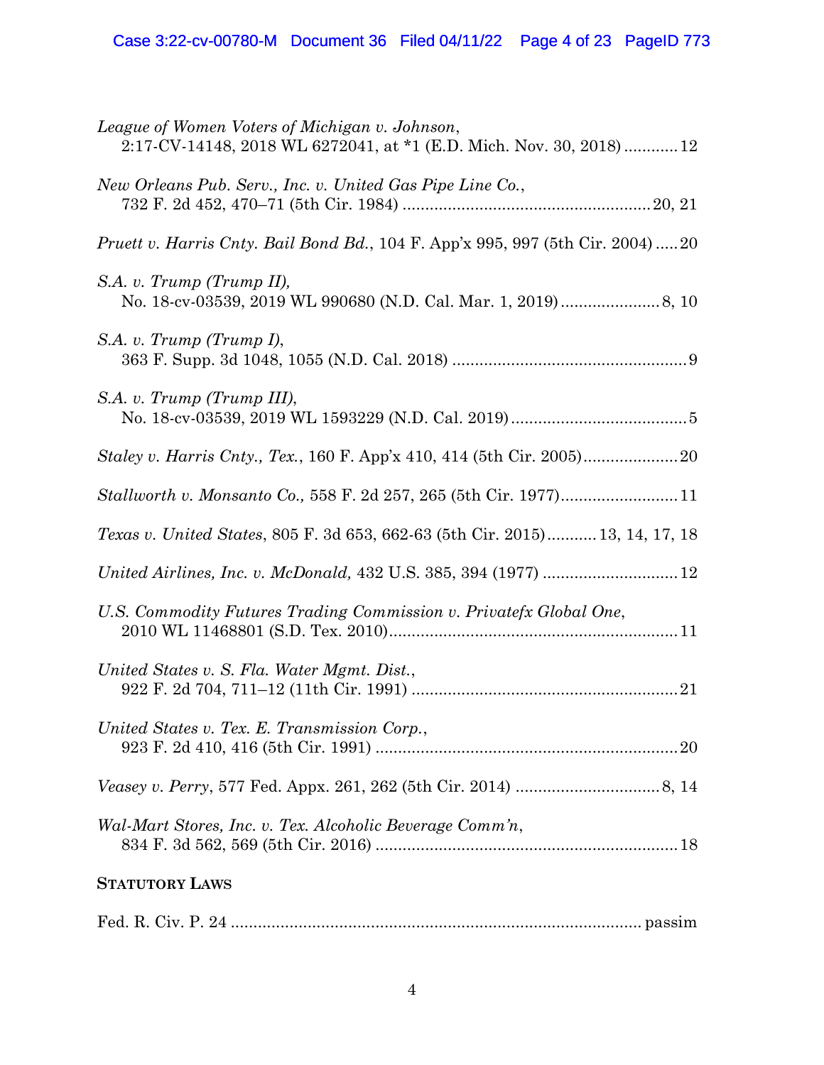*League of Women Voters of Michigan v. Johnson*,
2:17-CV-14148, 2018 WL 6272041, at *1 (E.D. Mich. Nov. 30, 2018) ............12

*New Orleans Pub. Serv., Inc. v. United Gas Pipe Line Co.*,
732 F. 2d 452, 470–71 (5th Cir. 1984) .......................................................20, 21

*Pruett v. Harris Cnty. Bail Bond Bd.*, 104 F. App'x 995, 997 (5th Cir. 2004) .....20

*S.A. v. Trump (Trump II),*
No. 18-cv-03539, 2019 WL 990680 (N.D. Cal. Mar. 1, 2019) ......................8, 10

*S.A. v. Trump (Trump I)*,
363 F. Supp. 3d 1048, 1055 (N.D. Cal. 2018) ....................................................9

*S.A. v. Trump (Trump III)*,
No. 18-cv-03539, 2019 WL 1593229 (N.D. Cal. 2019).......................................5

*Staley v. Harris Cnty., Tex.*, 160 F. App'x 410, 414 (5th Cir. 2005).....................20

*Stallworth v. Monsanto Co.,* 558 F. 2d 257, 265 (5th Cir. 1977)..........................11

*Texas v. United States*, 805 F. 3d 653, 662-63 (5th Cir. 2015)...........13, 14, 17, 18

*United Airlines, Inc. v. McDonald,* 432 U.S. 385, 394 (1977) ..............................12

*U.S. Commodity Futures Trading Commission v. Privatefx Global One*,
2010 WL 11468801 (S.D. Tex. 2010)................................................................11

*United States v. S. Fla. Water Mgmt. Dist.*,
922 F. 2d 704, 711–12 (11th Cir. 1991) ...........................................................21

*United States v. Tex. E. Transmission Corp.*,
923 F. 2d 410, 416 (5th Cir. 1991) ...................................................................20

*Veasey v. Perry*, 577 Fed. Appx. 261, 262 (5th Cir. 2014) ................................8, 14

*Wal-Mart Stores, Inc. v. Tex. Alcoholic Beverage Comm'n*,
834 F. 3d 562, 569 (5th Cir. 2016) ...................................................................18

**STATUTORY LAWS**

Fed. R. Civ. P. 24 .......................................................................................... passim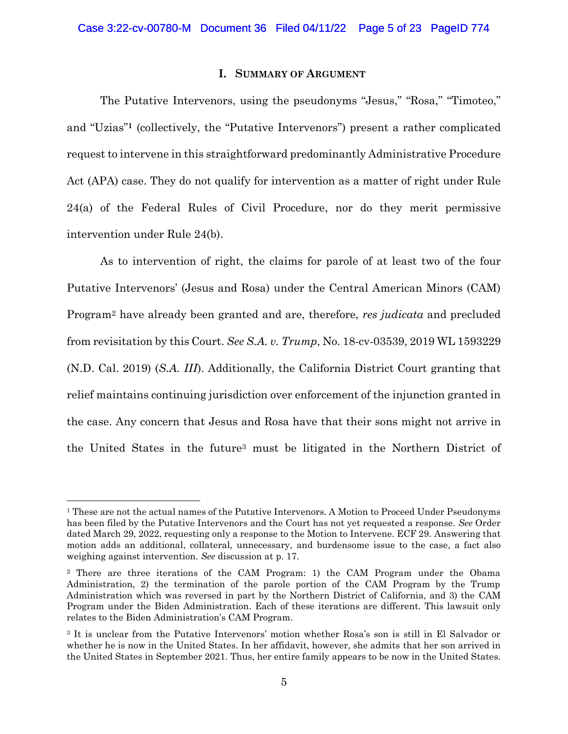## I. Summary of Argument

The Putative Intervenors, using the pseudonyms "Jesus," "Rosa," "Timoteo," and "Uzias"[1] (collectively, the "Putative Intervenors") present a rather complicated request to intervene in this straightforward predominantly Administrative Procedure Act (APA) case. They do not qualify for intervention as a matter of right under Rule 24(a) of the Federal Rules of Civil Procedure, nor do they merit permissive intervention under Rule 24(b).

As to intervention of right, the claims for parole of at least two of the four Putative Intervenors' (Jesus and Rosa) under the Central American Minors (CAM) Program[2] have already been granted and are, therefore, *res judicata* and precluded from revisitation by this Court. *See S.A. v. Trump*, No. 18-cv-03539, 2019 WL 1593229 (N.D. Cal. 2019) (*S.A. III*). Additionally, the California District Court granting that relief maintains continuing jurisdiction over enforcement of the injunction granted in the case. Any concern that Jesus and Rosa have that their sons might not arrive in the United States in the future[3] must be litigated in the Northern District of

---

[1] These are not the actual names of the Putative Intervenors. A Motion to Proceed Under Pseudonyms has been filed by the Putative Intervenors and the Court has not yet requested a response. *See* Order dated March 29, 2022, requesting only a response to the Motion to Intervene. ECF 29. Answering that motion adds an additional, collateral, unnecessary, and burdensome issue to the case, a fact also weighing against intervention. *See* discussion at p. 17.

[2] There are three iterations of the CAM Program: 1) the CAM Program under the Obama Administration, 2) the termination of the parole portion of the CAM Program by the Trump Administration which was reversed in part by the Northern District of California, and 3) the CAM Program under the Biden Administration. Each of these iterations are different. This lawsuit only relates to the Biden Administration's CAM Program.

[3] It is unclear from the Putative Intervenors' motion whether Rosa's son is still in El Salvador or whether he is now in the United States. In her affidavit, however, she admits that her son arrived in the United States in September 2021. Thus, her entire family appears to be now in the United States.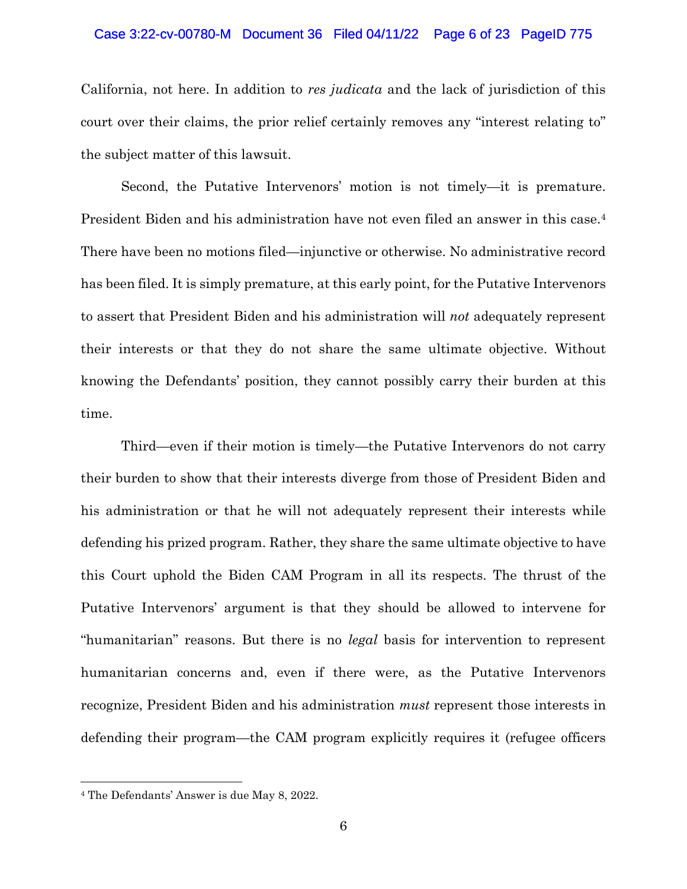California, not here. In addition to *res judicata* and the lack of jurisdiction of this court over their claims, the prior relief certainly removes any "interest relating to" the subject matter of this lawsuit.

Second, the Putative Intervenors' motion is not timely—it is premature. President Biden and his administration have not even filed an answer in this case.[4] There have been no motions filed—injunctive or otherwise. No administrative record has been filed. It is simply premature, at this early point, for the Putative Intervenors to assert that President Biden and his administration will *not* adequately represent their interests or that they do not share the same ultimate objective. Without knowing the Defendants' position, they cannot possibly carry their burden at this time.

Third—even if their motion is timely—the Putative Intervenors do not carry their burden to show that their interests diverge from those of President Biden and his administration or that he will not adequately represent their interests while defending his prized program. Rather, they share the same ultimate objective to have this Court uphold the Biden CAM Program in all its respects. The thrust of the Putative Intervenors' argument is that they should be allowed to intervene for "humanitarian" reasons. But there is no *legal* basis for intervention to represent humanitarian concerns and, even if there were, as the Putative Intervenors recognize, President Biden and his administration *must* represent those interests in defending their program—the CAM program explicitly requires it (refugee officers

[4] The Defendants' Answer is due May 8, 2022.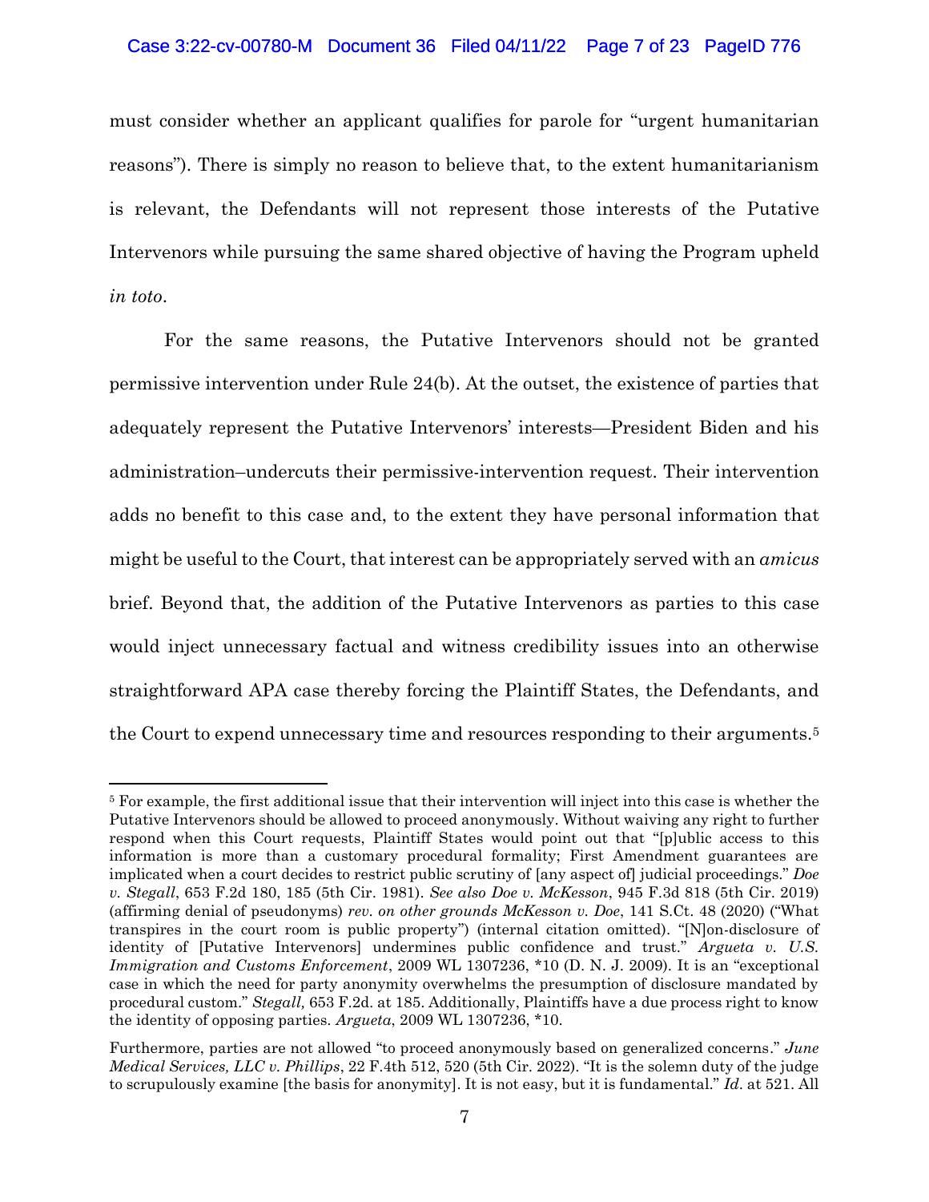must consider whether an applicant qualifies for parole for "urgent humanitarian reasons"). There is simply no reason to believe that, to the extent humanitarianism is relevant, the Defendants will not represent those interests of the Putative Intervenors while pursuing the same shared objective of having the Program upheld *in toto*.

For the same reasons, the Putative Intervenors should not be granted permissive intervention under Rule 24(b). At the outset, the existence of parties that adequately represent the Putative Intervenors' interests—President Biden and his administration–undercuts their permissive-intervention request. Their intervention adds no benefit to this case and, to the extent they have personal information that might be useful to the Court, that interest can be appropriately served with an *amicus* brief. Beyond that, the addition of the Putative Intervenors as parties to this case would inject unnecessary factual and witness credibility issues into an otherwise straightforward APA case thereby forcing the Plaintiff States, the Defendants, and the Court to expend unnecessary time and resources responding to their arguments.[5]

---

[5] For example, the first additional issue that their intervention will inject into this case is whether the Putative Intervenors should be allowed to proceed anonymously. Without waiving any right to further respond when this Court requests, Plaintiff States would point out that "[p]ublic access to this information is more than a customary procedural formality; First Amendment guarantees are implicated when a court decides to restrict public scrutiny of [any aspect of] judicial proceedings." *Doe v. Stegall*, 653 F.2d 180, 185 (5th Cir. 1981). *See also Doe v. McKesson*, 945 F.3d 818 (5th Cir. 2019) (affirming denial of pseudonyms) *rev. on other grounds McKesson v. Doe*, 141 S.Ct. 48 (2020) ("What transpires in the court room is public property") (internal citation omitted). "[N]on-disclosure of identity of [Putative Intervenors] undermines public confidence and trust." *Argueta v. U.S. Immigration and Customs Enforcement*, 2009 WL 1307236, *10 (D. N. J. 2009). It is an "exceptional case in which the need for party anonymity overwhelms the presumption of disclosure mandated by procedural custom." *Stegall,* 653 F.2d. at 185. Additionally, Plaintiffs have a due process right to know the identity of opposing parties. *Argueta*, 2009 WL 1307236, *10.

Furthermore, parties are not allowed "to proceed anonymously based on generalized concerns." *June Medical Services, LLC v. Phillips*, 22 F.4th 512, 520 (5th Cir. 2022). "It is the solemn duty of the judge to scrupulously examine [the basis for anonymity]. It is not easy, but it is fundamental." *Id.* at 521. All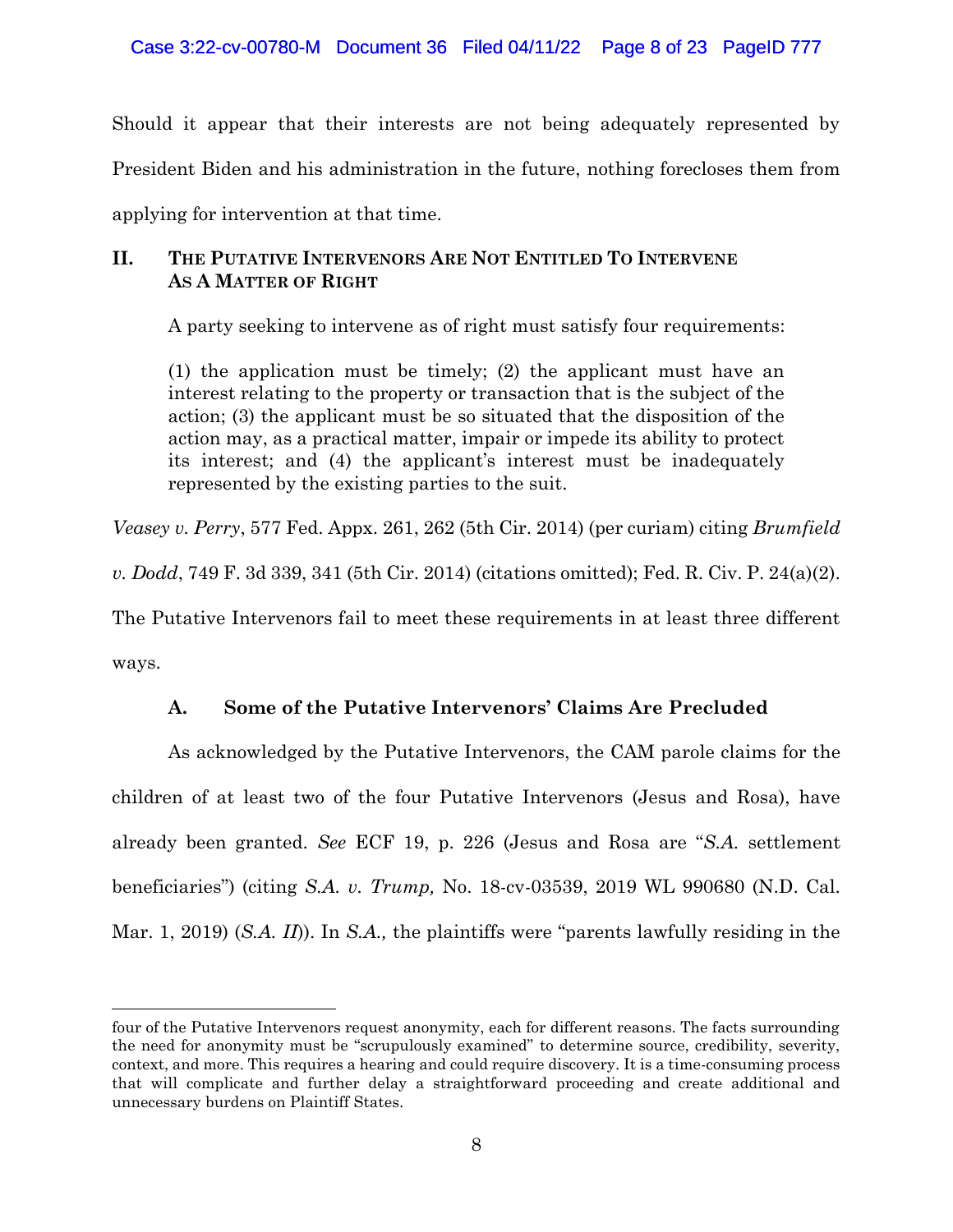Should it appear that their interests are not being adequately represented by President Biden and his administration in the future, nothing forecloses them from applying for intervention at that time.

## II. The Putative Intervenors Are Not Entitled To Intervene As A Matter of Right

A party seeking to intervene as of right must satisfy four requirements:

> (1) the application must be timely; (2) the applicant must have an interest relating to the property or transaction that is the subject of the action; (3) the applicant must be so situated that the disposition of the action may, as a practical matter, impair or impede its ability to protect its interest; and (4) the applicant's interest must be inadequately represented by the existing parties to the suit.

*Veasey v. Perry*, 577 Fed. Appx. 261, 262 (5th Cir. 2014) (per curiam) citing *Brumfield v. Dodd*, 749 F. 3d 339, 341 (5th Cir. 2014) (citations omitted); Fed. R. Civ. P. 24(a)(2). The Putative Intervenors fail to meet these requirements in at least three different ways.

### A. Some of the Putative Intervenors' Claims Are Precluded

As acknowledged by the Putative Intervenors, the CAM parole claims for the children of at least two of the four Putative Intervenors (Jesus and Rosa), have already been granted. *See* ECF 19, p. 226 (Jesus and Rosa are "*S.A.* settlement beneficiaries") (citing *S.A. v. Trump,* No. 18-cv-03539, 2019 WL 990680 (N.D. Cal. Mar. 1, 2019) (*S.A. II*)). In *S.A.,* the plaintiffs were "parents lawfully residing in the

---

four of the Putative Intervenors request anonymity, each for different reasons. The facts surrounding the need for anonymity must be "scrupulously examined" to determine source, credibility, severity, context, and more. This requires a hearing and could require discovery. It is a time-consuming process that will complicate and further delay a straightforward proceeding and create additional and unnecessary burdens on Plaintiff States.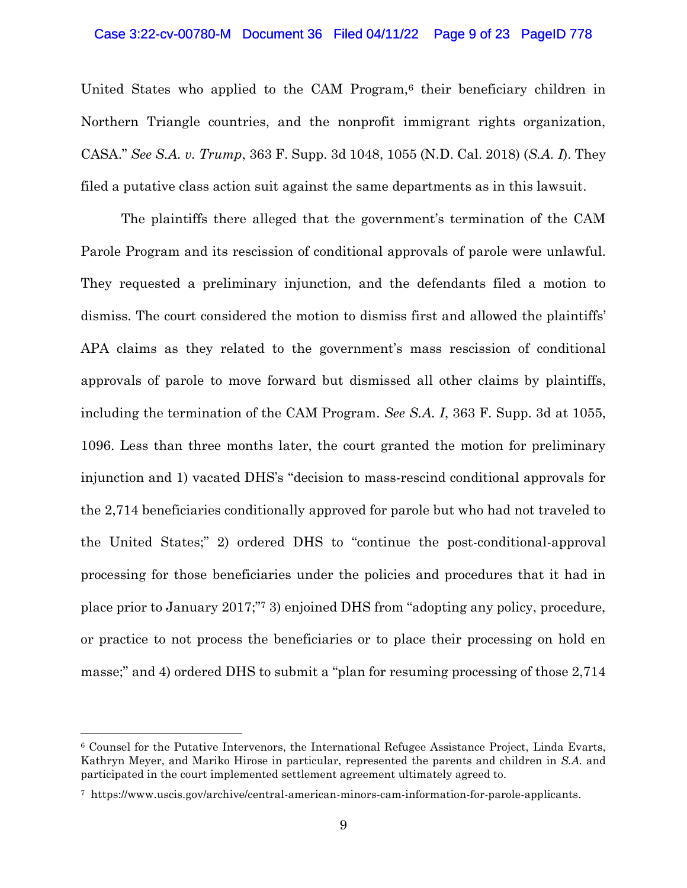United States who applied to the CAM Program,[6] their beneficiary children in Northern Triangle countries, and the nonprofit immigrant rights organization, CASA." *See S.A. v. Trump*, 363 F. Supp. 3d 1048, 1055 (N.D. Cal. 2018) (*S.A. I*). They filed a putative class action suit against the same departments as in this lawsuit.

The plaintiffs there alleged that the government's termination of the CAM Parole Program and its rescission of conditional approvals of parole were unlawful. They requested a preliminary injunction, and the defendants filed a motion to dismiss. The court considered the motion to dismiss first and allowed the plaintiffs' APA claims as they related to the government's mass rescission of conditional approvals of parole to move forward but dismissed all other claims by plaintiffs, including the termination of the CAM Program. *See S.A. I*, 363 F. Supp. 3d at 1055, 1096. Less than three months later, the court granted the motion for preliminary injunction and 1) vacated DHS's "decision to mass-rescind conditional approvals for the 2,714 beneficiaries conditionally approved for parole but who had not traveled to the United States;" 2) ordered DHS to "continue the post-conditional-approval processing for those beneficiaries under the policies and procedures that it had in place prior to January 2017;"[7] 3) enjoined DHS from "adopting any policy, procedure, or practice to not process the beneficiaries or to place their processing on hold en masse;" and 4) ordered DHS to submit a "plan for resuming processing of those 2,714

---

[6] Counsel for the Putative Intervenors, the International Refugee Assistance Project, Linda Evarts, Kathryn Meyer, and Mariko Hirose in particular, represented the parents and children in *S.A.* and participated in the court implemented settlement agreement ultimately agreed to.

[7] https://www.uscis.gov/archive/central-american-minors-cam-information-for-parole-applicants.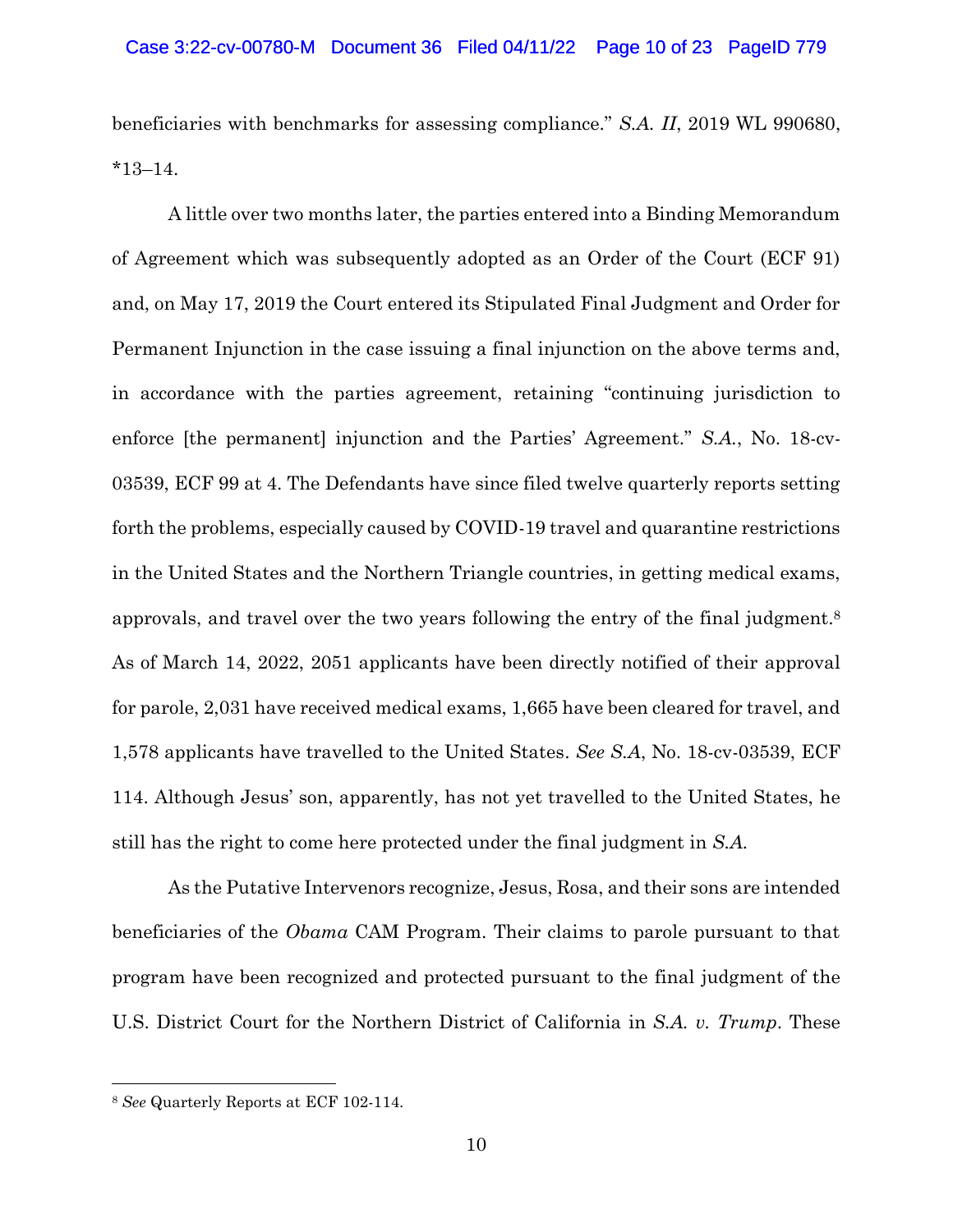beneficiaries with benchmarks for assessing compliance." *S.A. II*, 2019 WL 990680, *13–14.

A little over two months later, the parties entered into a Binding Memorandum of Agreement which was subsequently adopted as an Order of the Court (ECF 91) and, on May 17, 2019 the Court entered its Stipulated Final Judgment and Order for Permanent Injunction in the case issuing a final injunction on the above terms and, in accordance with the parties agreement, retaining "continuing jurisdiction to enforce [the permanent] injunction and the Parties' Agreement." *S.A.*, No. 18-cv-03539, ECF 99 at 4. The Defendants have since filed twelve quarterly reports setting forth the problems, especially caused by COVID-19 travel and quarantine restrictions in the United States and the Northern Triangle countries, in getting medical exams, approvals, and travel over the two years following the entry of the final judgment.[8] As of March 14, 2022, 2051 applicants have been directly notified of their approval for parole, 2,031 have received medical exams, 1,665 have been cleared for travel, and 1,578 applicants have travelled to the United States. *See S.A*, No. 18-cv-03539, ECF 114. Although Jesus' son, apparently, has not yet travelled to the United States, he still has the right to come here protected under the final judgment in *S.A.*

As the Putative Intervenors recognize, Jesus, Rosa, and their sons are intended beneficiaries of the *Obama* CAM Program. Their claims to parole pursuant to that program have been recognized and protected pursuant to the final judgment of the U.S. District Court for the Northern District of California in *S.A. v. Trump*. These

---

[8] *See* Quarterly Reports at ECF 102-114.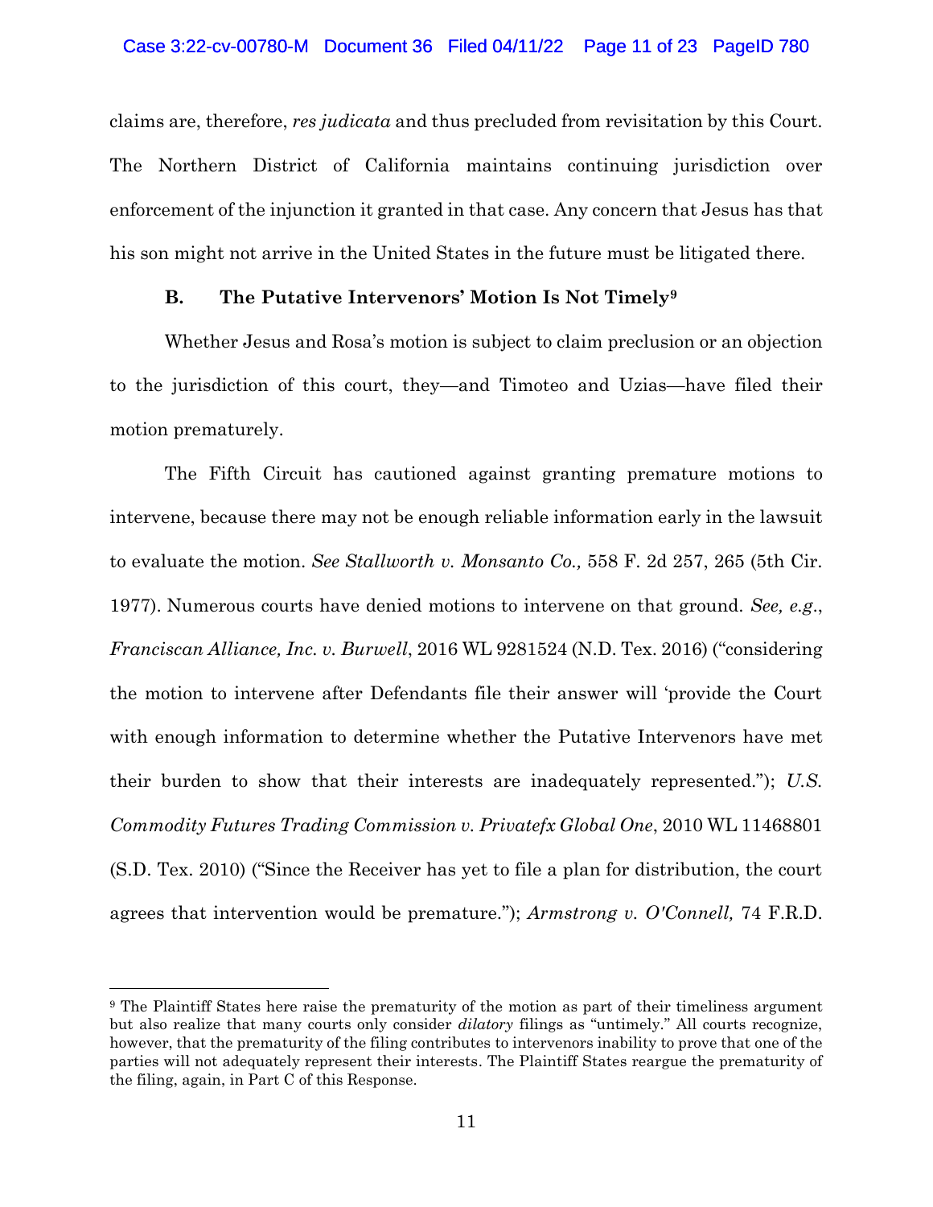claims are, therefore, *res judicata* and thus precluded from revisitation by this Court. The Northern District of California maintains continuing jurisdiction over enforcement of the injunction it granted in that case. Any concern that Jesus has that his son might not arrive in the United States in the future must be litigated there.

### B. The Putative Intervenors' Motion Is Not Timely[9]

Whether Jesus and Rosa's motion is subject to claim preclusion or an objection to the jurisdiction of this court, they—and Timoteo and Uzias—have filed their motion prematurely.

The Fifth Circuit has cautioned against granting premature motions to intervene, because there may not be enough reliable information early in the lawsuit to evaluate the motion. *See Stallworth v. Monsanto Co.,* 558 F. 2d 257, 265 (5th Cir. 1977). Numerous courts have denied motions to intervene on that ground. *See, e.g*., *Franciscan Alliance, Inc. v. Burwell*, 2016 WL 9281524 (N.D. Tex. 2016) ("considering the motion to intervene after Defendants file their answer will 'provide the Court with enough information to determine whether the Putative Intervenors have met their burden to show that their interests are inadequately represented."); *U.S. Commodity Futures Trading Commission v. Privatefx Global One*, 2010 WL 11468801 (S.D. Tex. 2010) ("Since the Receiver has yet to file a plan for distribution, the court agrees that intervention would be premature."); *Armstrong v. O'Connell,* 74 F.R.D.

---

[9] The Plaintiff States here raise the prematurity of the motion as part of their timeliness argument but also realize that many courts only consider *dilatory* filings as "untimely." All courts recognize, however, that the prematurity of the filing contributes to intervenors inability to prove that one of the parties will not adequately represent their interests. The Plaintiff States reargue the prematurity of the filing, again, in Part C of this Response.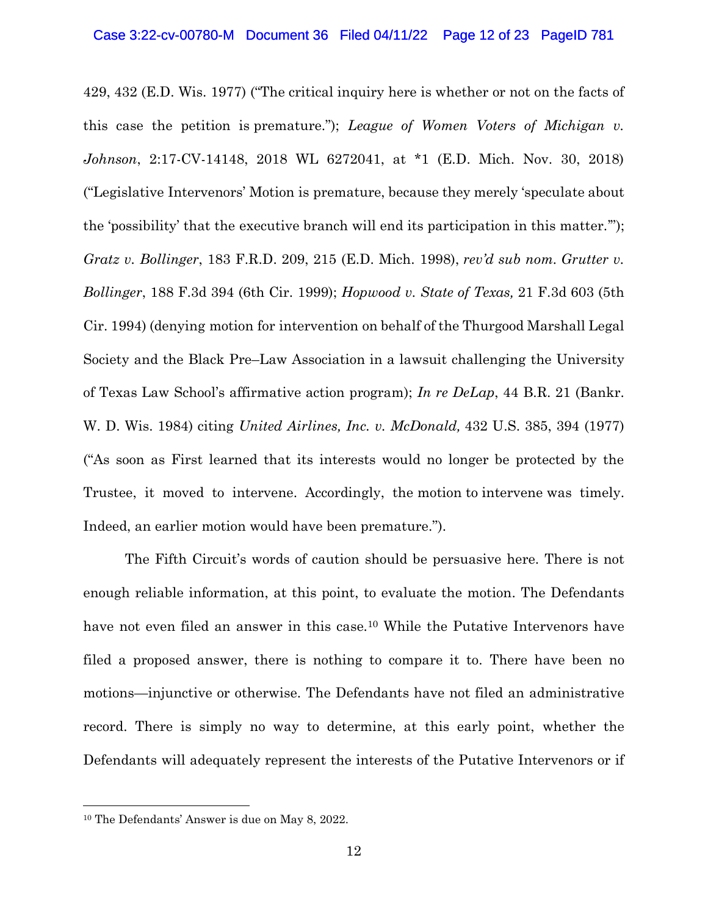429, 432 (E.D. Wis. 1977) ("The critical inquiry here is whether or not on the facts of this case the petition is premature."); *League of Women Voters of Michigan v. Johnson*, 2:17-CV-14148, 2018 WL 6272041, at *1 (E.D. Mich. Nov. 30, 2018) ("Legislative Intervenors' Motion is premature, because they merely 'speculate about the 'possibility' that the executive branch will end its participation in this matter.'"); *Gratz v. Bollinger*, 183 F.R.D. 209, 215 (E.D. Mich. 1998), *rev'd sub nom. Grutter v. Bollinger*, 188 F.3d 394 (6th Cir. 1999); *Hopwood v. State of Texas,* 21 F.3d 603 (5th Cir. 1994) (denying motion for intervention on behalf of the Thurgood Marshall Legal Society and the Black Pre–Law Association in a lawsuit challenging the University of Texas Law School's affirmative action program); *In re DeLap*, 44 B.R. 21 (Bankr. W. D. Wis. 1984) citing *United Airlines, Inc. v. McDonald,* 432 U.S. 385, 394 (1977) ("As soon as First learned that its interests would no longer be protected by the Trustee, it moved to intervene. Accordingly, the motion to intervene was timely. Indeed, an earlier motion would have been premature.").

The Fifth Circuit's words of caution should be persuasive here. There is not enough reliable information, at this point, to evaluate the motion. The Defendants have not even filed an answer in this case.[10] While the Putative Intervenors have filed a proposed answer, there is nothing to compare it to. There have been no motions—injunctive or otherwise. The Defendants have not filed an administrative record. There is simply no way to determine, at this early point, whether the Defendants will adequately represent the interests of the Putative Intervenors or if

[10] The Defendants' Answer is due on May 8, 2022.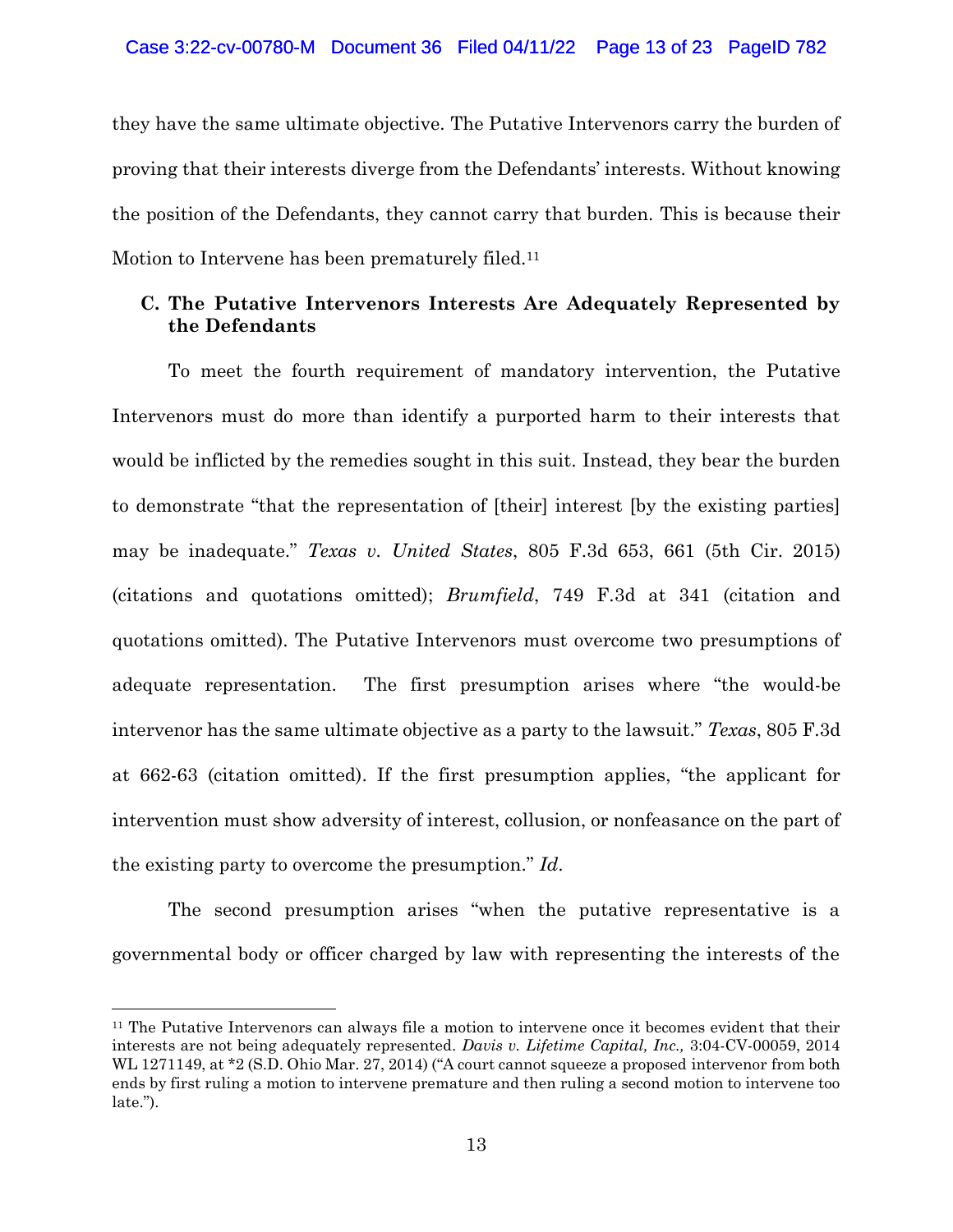they have the same ultimate objective. The Putative Intervenors carry the burden of proving that their interests diverge from the Defendants' interests. Without knowing the position of the Defendants, they cannot carry that burden. This is because their Motion to Intervene has been prematurely filed.[11]

### C. The Putative Intervenors Interests Are Adequately Represented by the Defendants

To meet the fourth requirement of mandatory intervention, the Putative Intervenors must do more than identify a purported harm to their interests that would be inflicted by the remedies sought in this suit. Instead, they bear the burden to demonstrate "that the representation of [their] interest [by the existing parties] may be inadequate." *Texas v. United States*, 805 F.3d 653, 661 (5th Cir. 2015) (citations and quotations omitted); *Brumfield*, 749 F.3d at 341 (citation and quotations omitted). The Putative Intervenors must overcome two presumptions of adequate representation. The first presumption arises where "the would-be intervenor has the same ultimate objective as a party to the lawsuit." *Texas*, 805 F.3d at 662-63 (citation omitted). If the first presumption applies, "the applicant for intervention must show adversity of interest, collusion, or nonfeasance on the part of the existing party to overcome the presumption." *Id*.

The second presumption arises "when the putative representative is a governmental body or officer charged by law with representing the interests of the

---

[11] The Putative Intervenors can always file a motion to intervene once it becomes evident that their interests are not being adequately represented. *Davis v. Lifetime Capital, Inc.,* 3:04-CV-00059, 2014 WL 1271149, at *2 (S.D. Ohio Mar. 27, 2014) ("A court cannot squeeze a proposed intervenor from both ends by first ruling a motion to intervene premature and then ruling a second motion to intervene too late.").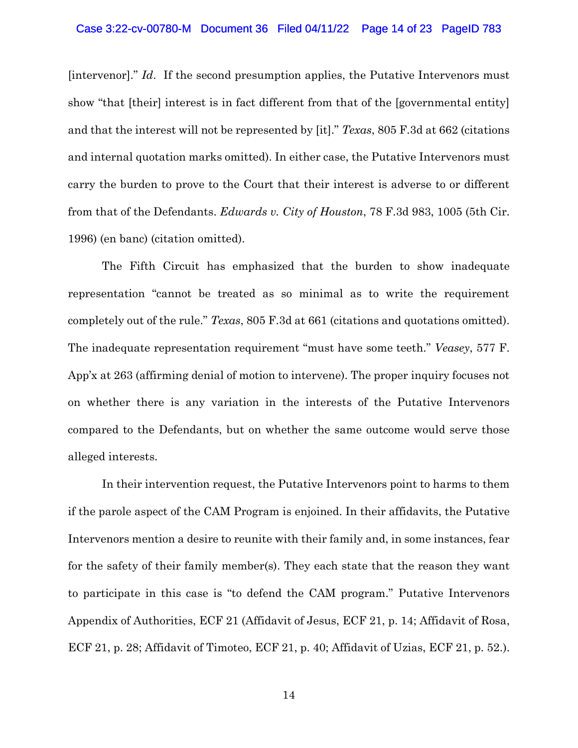[intervenor]." *Id*. If the second presumption applies, the Putative Intervenors must show "that [their] interest is in fact different from that of the [governmental entity] and that the interest will not be represented by [it]." *Texas*, 805 F.3d at 662 (citations and internal quotation marks omitted). In either case, the Putative Intervenors must carry the burden to prove to the Court that their interest is adverse to or different from that of the Defendants. *Edwards v. City of Houston*, 78 F.3d 983, 1005 (5th Cir. 1996) (en banc) (citation omitted).

The Fifth Circuit has emphasized that the burden to show inadequate representation "cannot be treated as so minimal as to write the requirement completely out of the rule." *Texas*, 805 F.3d at 661 (citations and quotations omitted). The inadequate representation requirement "must have some teeth." *Veasey*, 577 F. App'x at 263 (affirming denial of motion to intervene). The proper inquiry focuses not on whether there is any variation in the interests of the Putative Intervenors compared to the Defendants, but on whether the same outcome would serve those alleged interests.

In their intervention request, the Putative Intervenors point to harms to them if the parole aspect of the CAM Program is enjoined. In their affidavits, the Putative Intervenors mention a desire to reunite with their family and, in some instances, fear for the safety of their family member(s). They each state that the reason they want to participate in this case is "to defend the CAM program." Putative Intervenors Appendix of Authorities, ECF 21 (Affidavit of Jesus, ECF 21, p. 14; Affidavit of Rosa, ECF 21, p. 28; Affidavit of Timoteo, ECF 21, p. 40; Affidavit of Uzias, ECF 21, p. 52.).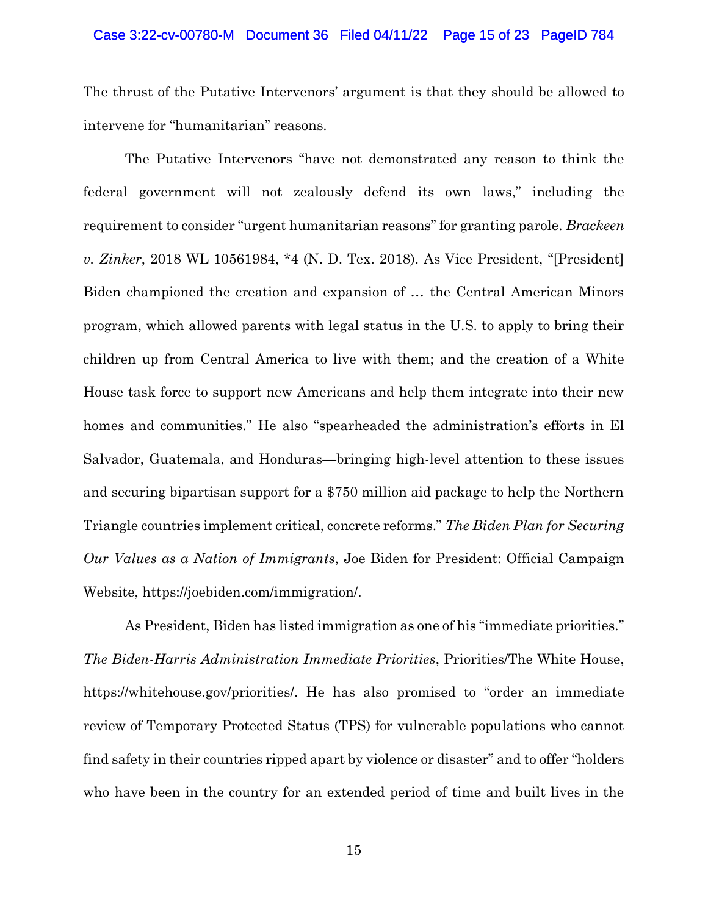The thrust of the Putative Intervenors' argument is that they should be allowed to intervene for "humanitarian" reasons.

The Putative Intervenors "have not demonstrated any reason to think the federal government will not zealously defend its own laws," including the requirement to consider "urgent humanitarian reasons" for granting parole. *Brackeen v. Zinker*, 2018 WL 10561984, *4 (N. D. Tex. 2018). As Vice President, "[President] Biden championed the creation and expansion of … the Central American Minors program, which allowed parents with legal status in the U.S. to apply to bring their children up from Central America to live with them; and the creation of a White House task force to support new Americans and help them integrate into their new homes and communities." He also "spearheaded the administration's efforts in El Salvador, Guatemala, and Honduras—bringing high-level attention to these issues and securing bipartisan support for a $750 million aid package to help the Northern Triangle countries implement critical, concrete reforms." *The Biden Plan for Securing Our Values as a Nation of Immigrants*, Joe Biden for President: Official Campaign Website, https://joebiden.com/immigration/.

As President, Biden has listed immigration as one of his "immediate priorities." *The Biden-Harris Administration Immediate Priorities*, Priorities/The White House, https://whitehouse.gov/priorities/. He has also promised to "order an immediate review of Temporary Protected Status (TPS) for vulnerable populations who cannot find safety in their countries ripped apart by violence or disaster" and to offer "holders who have been in the country for an extended period of time and built lives in the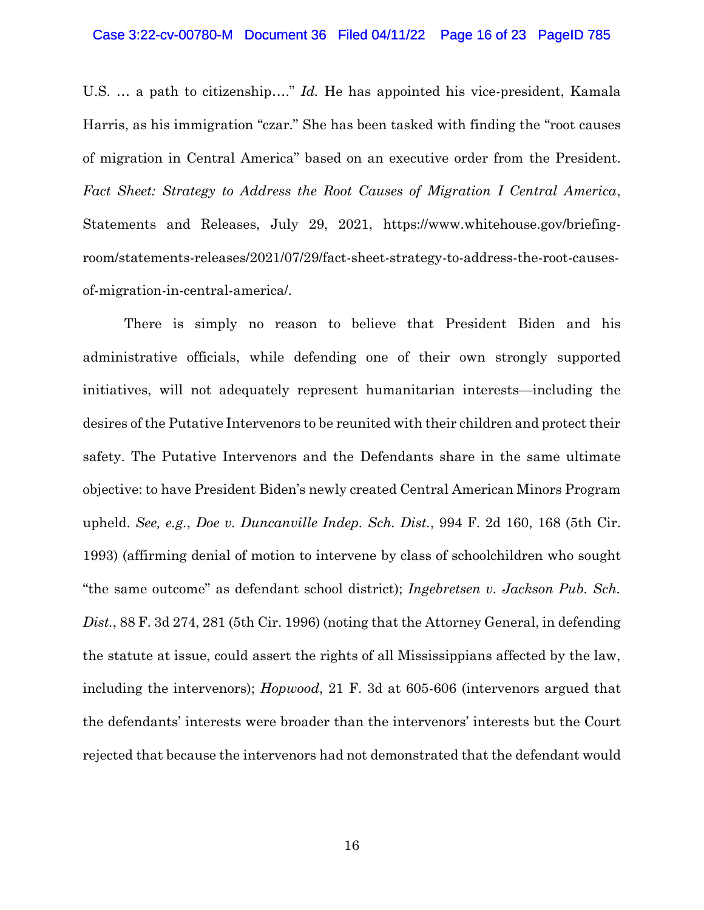U.S. … a path to citizenship…." *Id.* He has appointed his vice-president, Kamala Harris, as his immigration "czar." She has been tasked with finding the "root causes of migration in Central America" based on an executive order from the President. *Fact Sheet: Strategy to Address the Root Causes of Migration I Central America*, Statements and Releases, July 29, 2021, https://www.whitehouse.gov/briefing-room/statements-releases/2021/07/29/fact-sheet-strategy-to-address-the-root-causes-of-migration-in-central-america/.

There is simply no reason to believe that President Biden and his administrative officials, while defending one of their own strongly supported initiatives, will not adequately represent humanitarian interests—including the desires of the Putative Intervenors to be reunited with their children and protect their safety. The Putative Intervenors and the Defendants share in the same ultimate objective: to have President Biden's newly created Central American Minors Program upheld. *See, e.g.*, *Doe v. Duncanville Indep. Sch. Dist.*, 994 F. 2d 160, 168 (5th Cir. 1993) (affirming denial of motion to intervene by class of schoolchildren who sought "the same outcome" as defendant school district); *Ingebretsen v. Jackson Pub. Sch. Dist.*, 88 F. 3d 274, 281 (5th Cir. 1996) (noting that the Attorney General, in defending the statute at issue, could assert the rights of all Mississippians affected by the law, including the intervenors); *Hopwood*, 21 F. 3d at 605-606 (intervenors argued that the defendants' interests were broader than the intervenors' interests but the Court rejected that because the intervenors had not demonstrated that the defendant would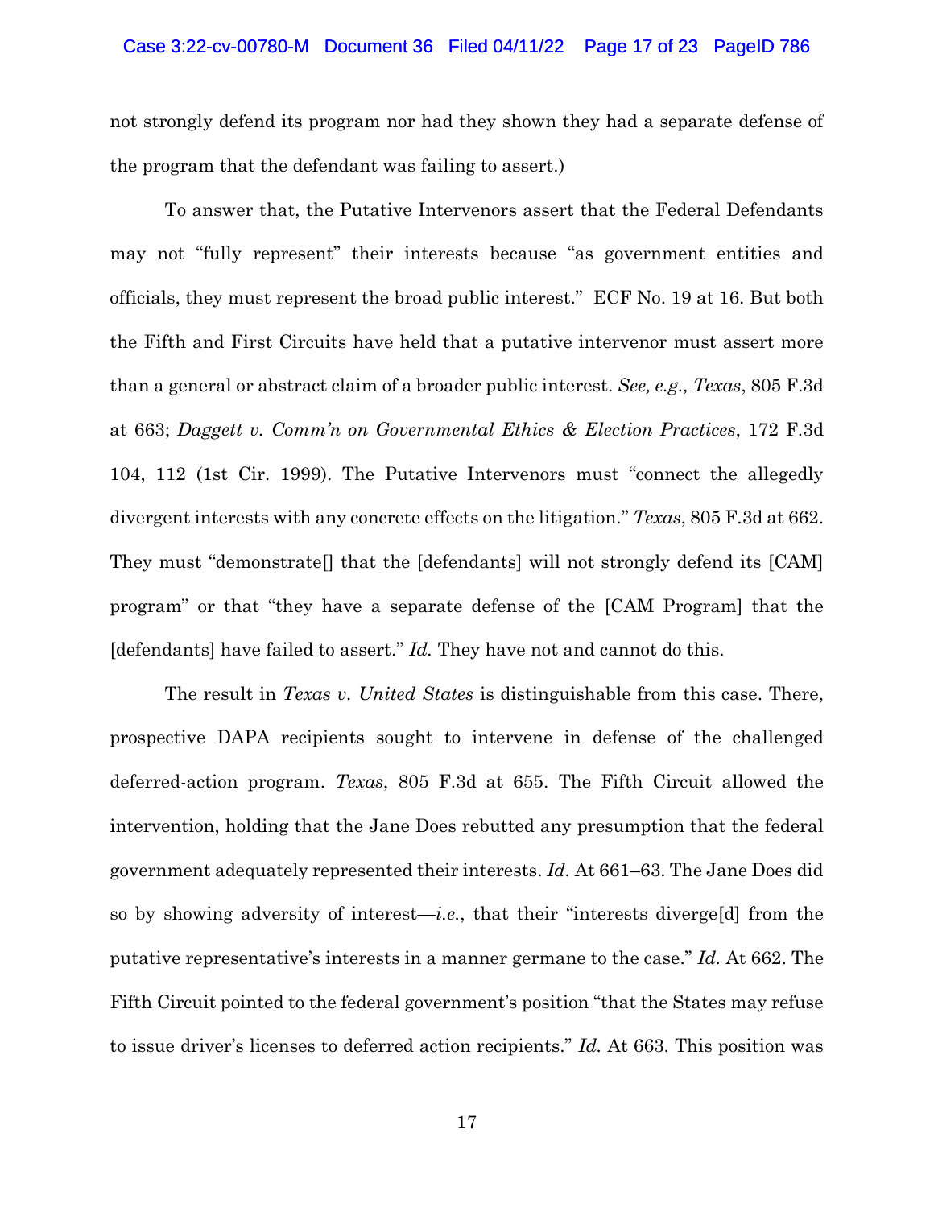not strongly defend its program nor had they shown they had a separate defense of the program that the defendant was failing to assert.)

To answer that, the Putative Intervenors assert that the Federal Defendants may not "fully represent" their interests because "as government entities and officials, they must represent the broad public interest." ECF No. 19 at 16. But both the Fifth and First Circuits have held that a putative intervenor must assert more than a general or abstract claim of a broader public interest. *See, e.g., Texas*, 805 F.3d at 663; *Daggett v. Comm'n on Governmental Ethics & Election Practices*, 172 F.3d 104, 112 (1st Cir. 1999). The Putative Intervenors must "connect the allegedly divergent interests with any concrete effects on the litigation." *Texas*, 805 F.3d at 662. They must "demonstrate[] that the [defendants] will not strongly defend its [CAM] program" or that "they have a separate defense of the [CAM Program] that the [defendants] have failed to assert." *Id.* They have not and cannot do this.

The result in *Texas v. United States* is distinguishable from this case. There, prospective DAPA recipients sought to intervene in defense of the challenged deferred-action program. *Texas*, 805 F.3d at 655. The Fifth Circuit allowed the intervention, holding that the Jane Does rebutted any presumption that the federal government adequately represented their interests. *Id.* At 661–63. The Jane Does did so by showing adversity of interest—*i.e.*, that their "interests diverge[d] from the putative representative's interests in a manner germane to the case." *Id.* At 662. The Fifth Circuit pointed to the federal government's position "that the States may refuse to issue driver's licenses to deferred action recipients." *Id.* At 663. This position was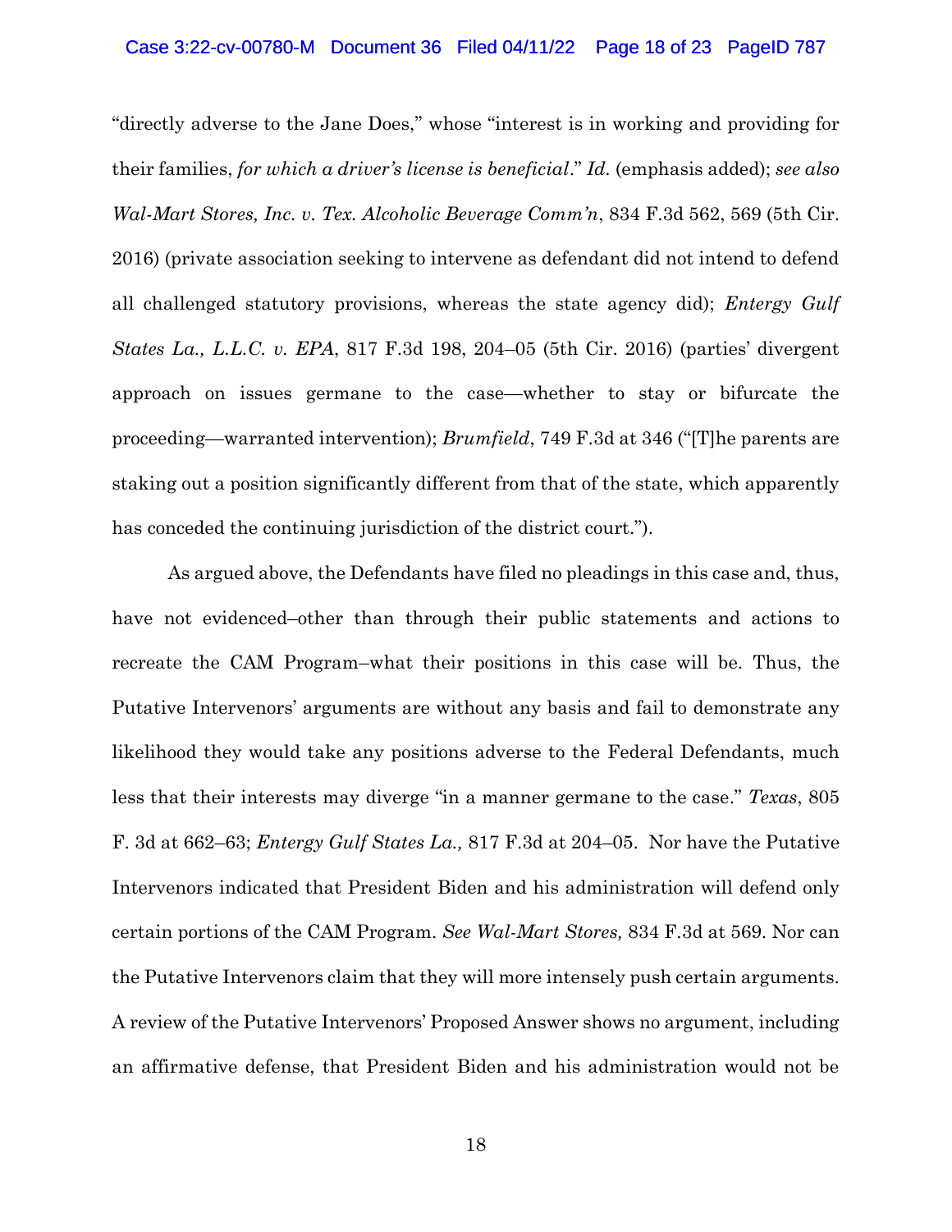"directly adverse to the Jane Does," whose "interest is in working and providing for their families, *for which a driver's license is beneficial*." *Id.* (emphasis added); *see also Wal-Mart Stores, Inc. v. Tex. Alcoholic Beverage Comm'n*, 834 F.3d 562, 569 (5th Cir. 2016) (private association seeking to intervene as defendant did not intend to defend all challenged statutory provisions, whereas the state agency did); *Entergy Gulf States La., L.L.C. v. EPA*, 817 F.3d 198, 204–05 (5th Cir. 2016) (parties' divergent approach on issues germane to the case—whether to stay or bifurcate the proceeding—warranted intervention); *Brumfield*, 749 F.3d at 346 ("[T]he parents are staking out a position significantly different from that of the state, which apparently has conceded the continuing jurisdiction of the district court.").

As argued above, the Defendants have filed no pleadings in this case and, thus, have not evidenced–other than through their public statements and actions to recreate the CAM Program–what their positions in this case will be. Thus, the Putative Intervenors' arguments are without any basis and fail to demonstrate any likelihood they would take any positions adverse to the Federal Defendants, much less that their interests may diverge "in a manner germane to the case." *Texas*, 805 F. 3d at 662–63; *Entergy Gulf States La.,* 817 F.3d at 204–05. Nor have the Putative Intervenors indicated that President Biden and his administration will defend only certain portions of the CAM Program. *See Wal-Mart Stores,* 834 F.3d at 569. Nor can the Putative Intervenors claim that they will more intensely push certain arguments. A review of the Putative Intervenors' Proposed Answer shows no argument, including an affirmative defense, that President Biden and his administration would not be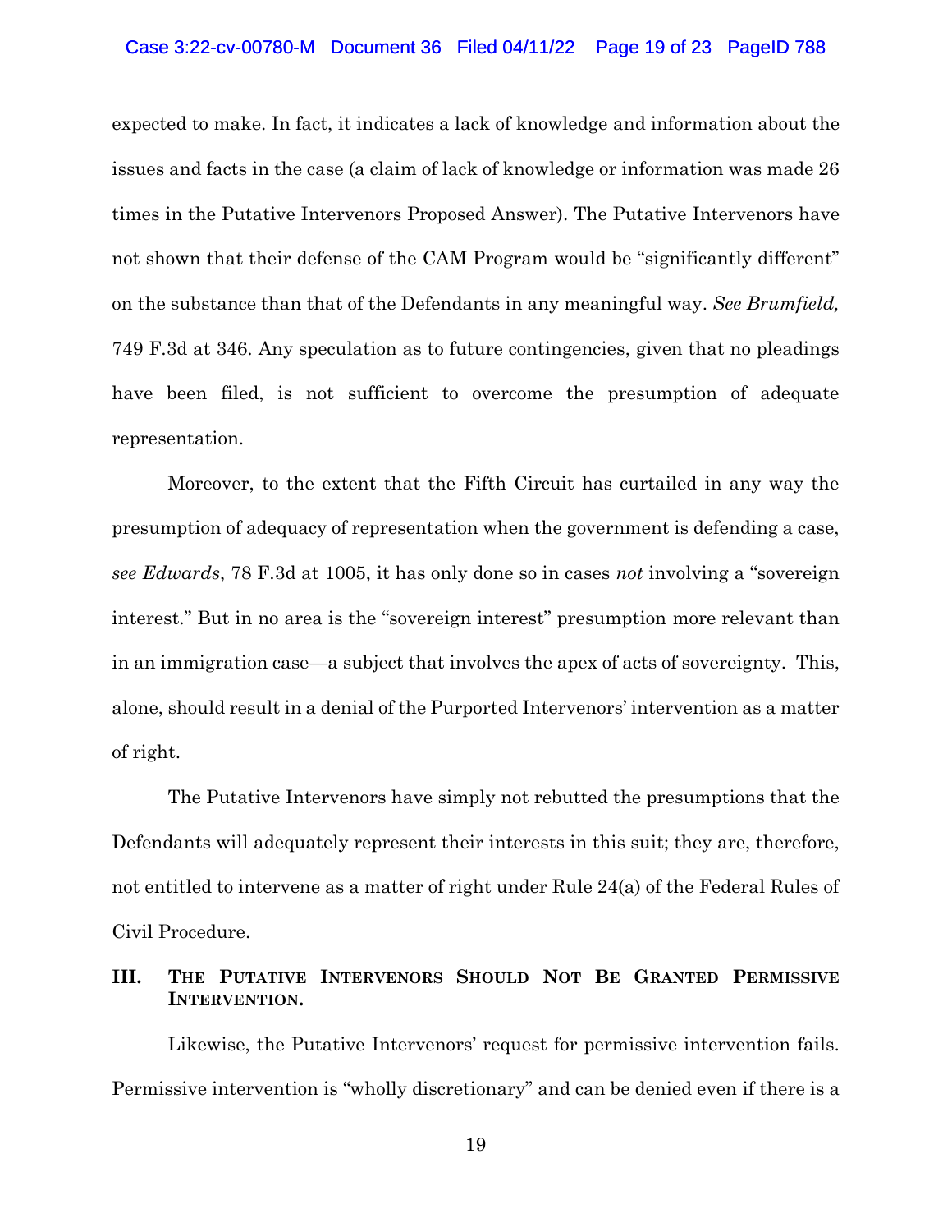expected to make. In fact, it indicates a lack of knowledge and information about the issues and facts in the case (a claim of lack of knowledge or information was made 26 times in the Putative Intervenors Proposed Answer). The Putative Intervenors have not shown that their defense of the CAM Program would be "significantly different" on the substance than that of the Defendants in any meaningful way. *See Brumfield,* 749 F.3d at 346. Any speculation as to future contingencies, given that no pleadings have been filed, is not sufficient to overcome the presumption of adequate representation.

Moreover, to the extent that the Fifth Circuit has curtailed in any way the presumption of adequacy of representation when the government is defending a case, *see Edwards*, 78 F.3d at 1005, it has only done so in cases *not* involving a "sovereign interest." But in no area is the "sovereign interest" presumption more relevant than in an immigration case—a subject that involves the apex of acts of sovereignty. This, alone, should result in a denial of the Purported Intervenors' intervention as a matter of right.

The Putative Intervenors have simply not rebutted the presumptions that the Defendants will adequately represent their interests in this suit; they are, therefore, not entitled to intervene as a matter of right under Rule 24(a) of the Federal Rules of Civil Procedure.

## III. The Putative Intervenors Should Not Be Granted Permissive Intervention.

Likewise, the Putative Intervenors' request for permissive intervention fails. Permissive intervention is "wholly discretionary" and can be denied even if there is a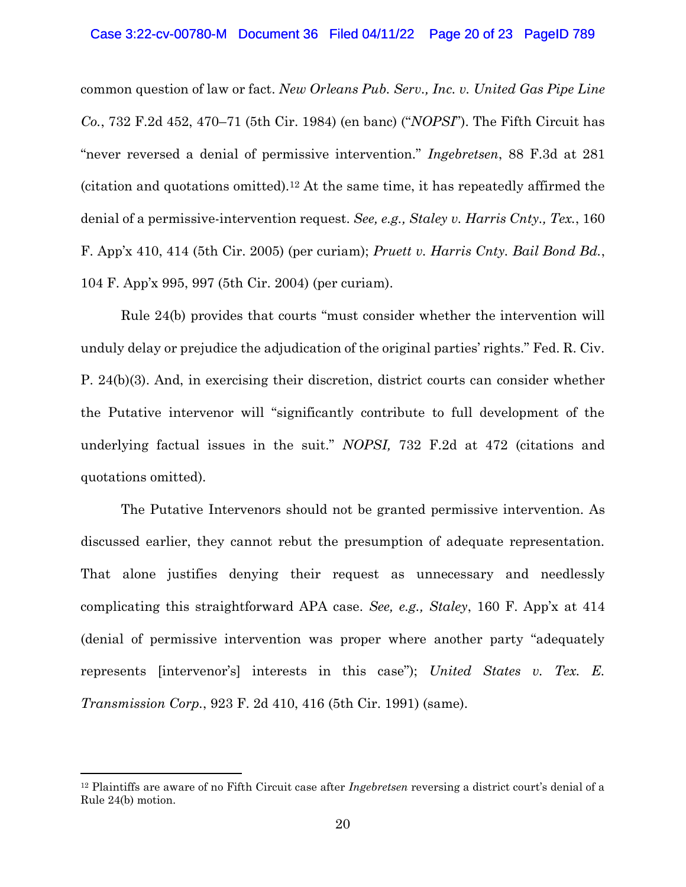common question of law or fact. *New Orleans Pub. Serv., Inc. v. United Gas Pipe Line Co.*, 732 F.2d 452, 470–71 (5th Cir. 1984) (en banc) ("*NOPSI*"). The Fifth Circuit has "never reversed a denial of permissive intervention." *Ingebretsen*, 88 F.3d at 281 (citation and quotations omitted).[12] At the same time, it has repeatedly affirmed the denial of a permissive-intervention request. *See, e.g., Staley v. Harris Cnty., Tex.*, 160 F. App'x 410, 414 (5th Cir. 2005) (per curiam); *Pruett v. Harris Cnty. Bail Bond Bd.*, 104 F. App'x 995, 997 (5th Cir. 2004) (per curiam).

Rule 24(b) provides that courts "must consider whether the intervention will unduly delay or prejudice the adjudication of the original parties' rights." Fed. R. Civ. P. 24(b)(3). And, in exercising their discretion, district courts can consider whether the Putative intervenor will "significantly contribute to full development of the underlying factual issues in the suit." *NOPSI,* 732 F.2d at 472 (citations and quotations omitted).

The Putative Intervenors should not be granted permissive intervention. As discussed earlier, they cannot rebut the presumption of adequate representation. That alone justifies denying their request as unnecessary and needlessly complicating this straightforward APA case. *See, e.g., Staley*, 160 F. App'x at 414 (denial of permissive intervention was proper where another party "adequately represents [intervenor's] interests in this case"); *United States v. Tex. E. Transmission Corp.*, 923 F. 2d 410, 416 (5th Cir. 1991) (same).

---

[12] Plaintiffs are aware of no Fifth Circuit case after *Ingebretsen* reversing a district court's denial of a Rule 24(b) motion.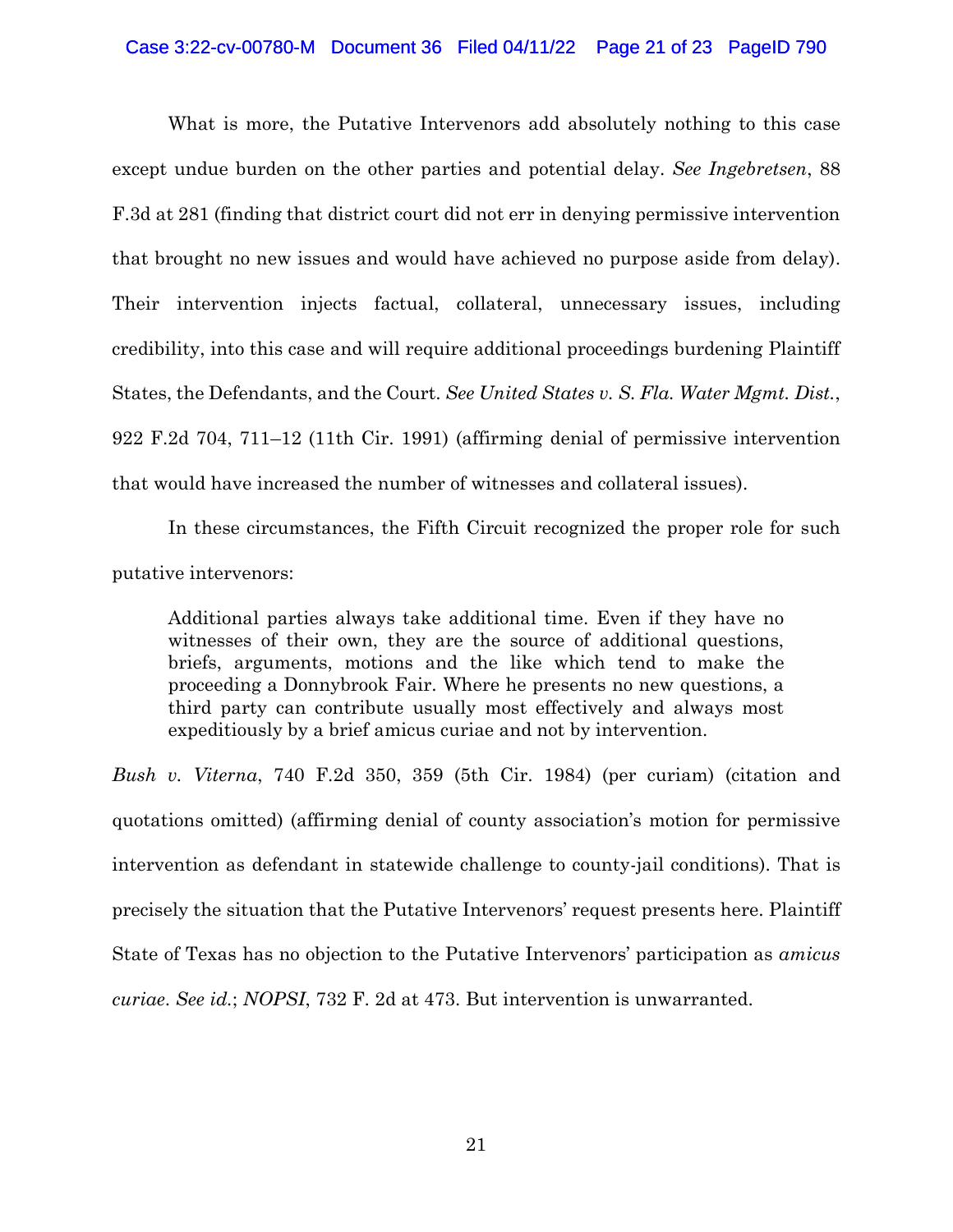What is more, the Putative Intervenors add absolutely nothing to this case except undue burden on the other parties and potential delay. *See Ingebretsen*, 88 F.3d at 281 (finding that district court did not err in denying permissive intervention that brought no new issues and would have achieved no purpose aside from delay). Their intervention injects factual, collateral, unnecessary issues, including credibility, into this case and will require additional proceedings burdening Plaintiff States, the Defendants, and the Court. *See United States v. S. Fla. Water Mgmt. Dist.*, 922 F.2d 704, 711–12 (11th Cir. 1991) (affirming denial of permissive intervention that would have increased the number of witnesses and collateral issues).

In these circumstances, the Fifth Circuit recognized the proper role for such putative intervenors:

> Additional parties always take additional time. Even if they have no witnesses of their own, they are the source of additional questions, briefs, arguments, motions and the like which tend to make the proceeding a Donnybrook Fair. Where he presents no new questions, a third party can contribute usually most effectively and always most expeditiously by a brief amicus curiae and not by intervention.

*Bush v. Viterna*, 740 F.2d 350, 359 (5th Cir. 1984) (per curiam) (citation and quotations omitted) (affirming denial of county association's motion for permissive intervention as defendant in statewide challenge to county-jail conditions). That is precisely the situation that the Putative Intervenors' request presents here. Plaintiff State of Texas has no objection to the Putative Intervenors' participation as *amicus curiae*. *See id.*; *NOPSI*, 732 F. 2d at 473. But intervention is unwarranted.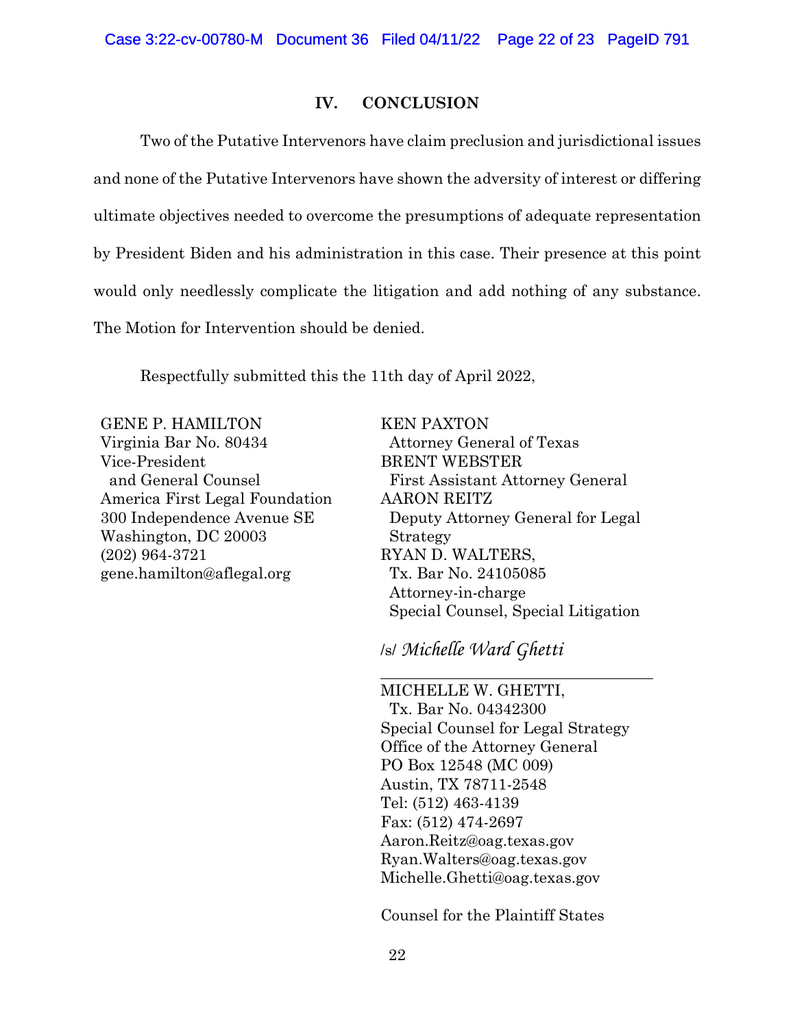## IV. CONCLUSION

Two of the Putative Intervenors have claim preclusion and jurisdictional issues and none of the Putative Intervenors have shown the adversity of interest or differing ultimate objectives needed to overcome the presumptions of adequate representation by President Biden and his administration in this case. Their presence at this point would only needlessly complicate the litigation and add nothing of any substance. The Motion for Intervention should be denied.

Respectfully submitted this the 11th day of April 2022,

GENE P. HAMILTON
Virginia Bar No. 80434
Vice-President
and General Counsel
America First Legal Foundation
300 Independence Avenue SE
Washington, DC 20003
(202) 964-3721
gene.hamilton@aflegal.org

KEN PAXTON
Attorney General of Texas
BRENT WEBSTER
First Assistant Attorney General
AARON REITZ
Deputy Attorney General for Legal Strategy
RYAN D. WALTERS,
Tx. Bar No. 24105085
Attorney-in-charge
Special Counsel, Special Litigation

/s/ *Michelle Ward Ghetti*

MICHELLE W. GHETTI,
Tx. Bar No. 04342300
Special Counsel for Legal Strategy
Office of the Attorney General
PO Box 12548 (MC 009)
Austin, TX 78711-2548
Tel: (512) 463-4139
Fax: (512) 474-2697
Aaron.Reitz@oag.texas.gov
Ryan.Walters@oag.texas.gov
Michelle.Ghetti@oag.texas.gov

Counsel for the Plaintiff States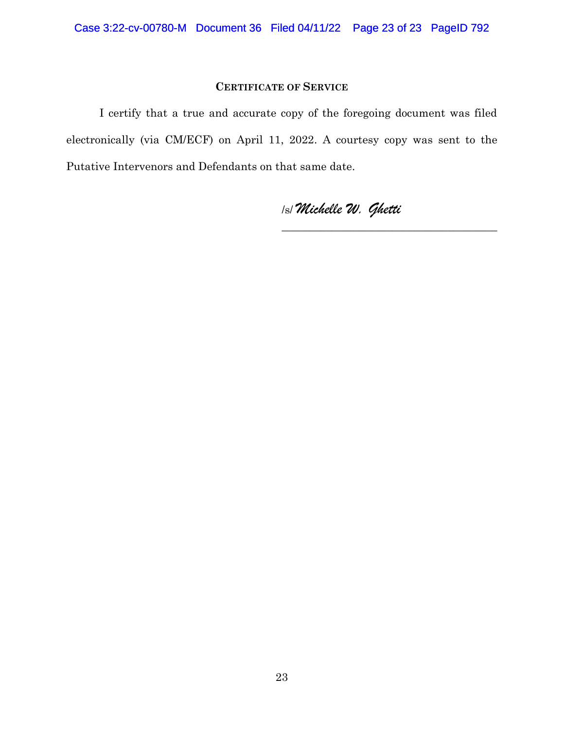## CERTIFICATE OF SERVICE

I certify that a true and accurate copy of the foregoing document was filed electronically (via CM/ECF) on April 11, 2022. A courtesy copy was sent to the Putative Intervenors and Defendants on that same date.

/s/ *Michelle W. Ghetti*